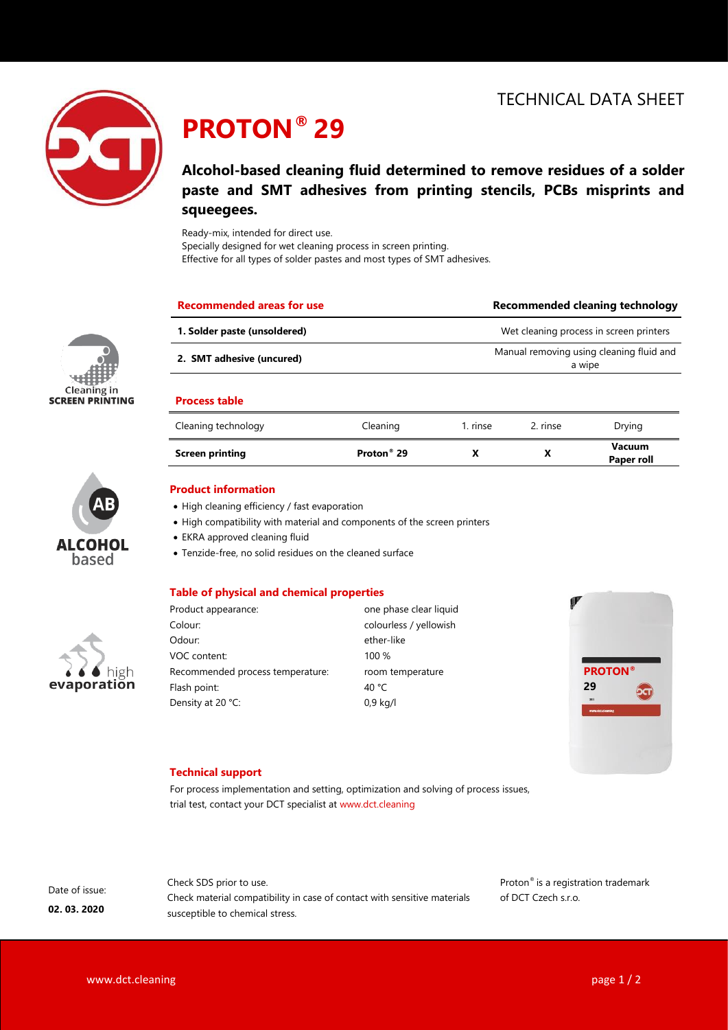TECHNICAL DATA SHEET

# PROTON® 29

## Alcohol-based cleaning fluid determined to remove residues of a solder paste and SMT adhesives from printing stencils, PCBs misprints and squeegees.

Ready-mix, intended for direct use.
Specially designed for wet cleaning process in screen printing.
Effective for all types of solder pastes and most types of SMT adhesives.

| Recommended areas for use | Recommended cleaning technology |
|---|---|
| **1. Solder paste (unsoldered)** | Wet cleaning process in screen printers |
| **2. SMT adhesive (uncured)** | Manual removing using cleaning fluid and a wipe |

Cleaning in SCREEN PRINTING

### Process table

| Cleaning technology | Cleaning | 1. rinse | 2. rinse | Drying |
|---|---|---|---|---|
| **Screen printing** | **Proton® 29** | **X** | **X** | **Vacuum Paper roll** |

AB ALCOHOL based

### Product information

- High cleaning efficiency / fast evaporation
- High compatibility with material and components of the screen printers
- EKRA approved cleaning fluid
- Tenzide-free, no solid residues on the cleaned surface

### Table of physical and chemical properties

| | |
|---|---|
| Product appearance: | one phase clear liquid |
| Colour: | colourless / yellowish |
| Odour: | ether-like |
| VOC content: | 100 % |
| Recommended process temperature: | room temperature |
| Flash point: | 40 °C |
| Density at 20 °C: | 0,9 kg/l |

high evaporation

### Technical support

For process implementation and setting, optimization and solving of process issues, trial test, contact your DCT specialist at www.dct.cleaning

Date of issue:
**02. 03. 2020**

Check SDS prior to use.
Check material compatibility in case of contact with sensitive materials susceptible to chemical stress.

Proton® is a registration trademark of DCT Czech s.r.o.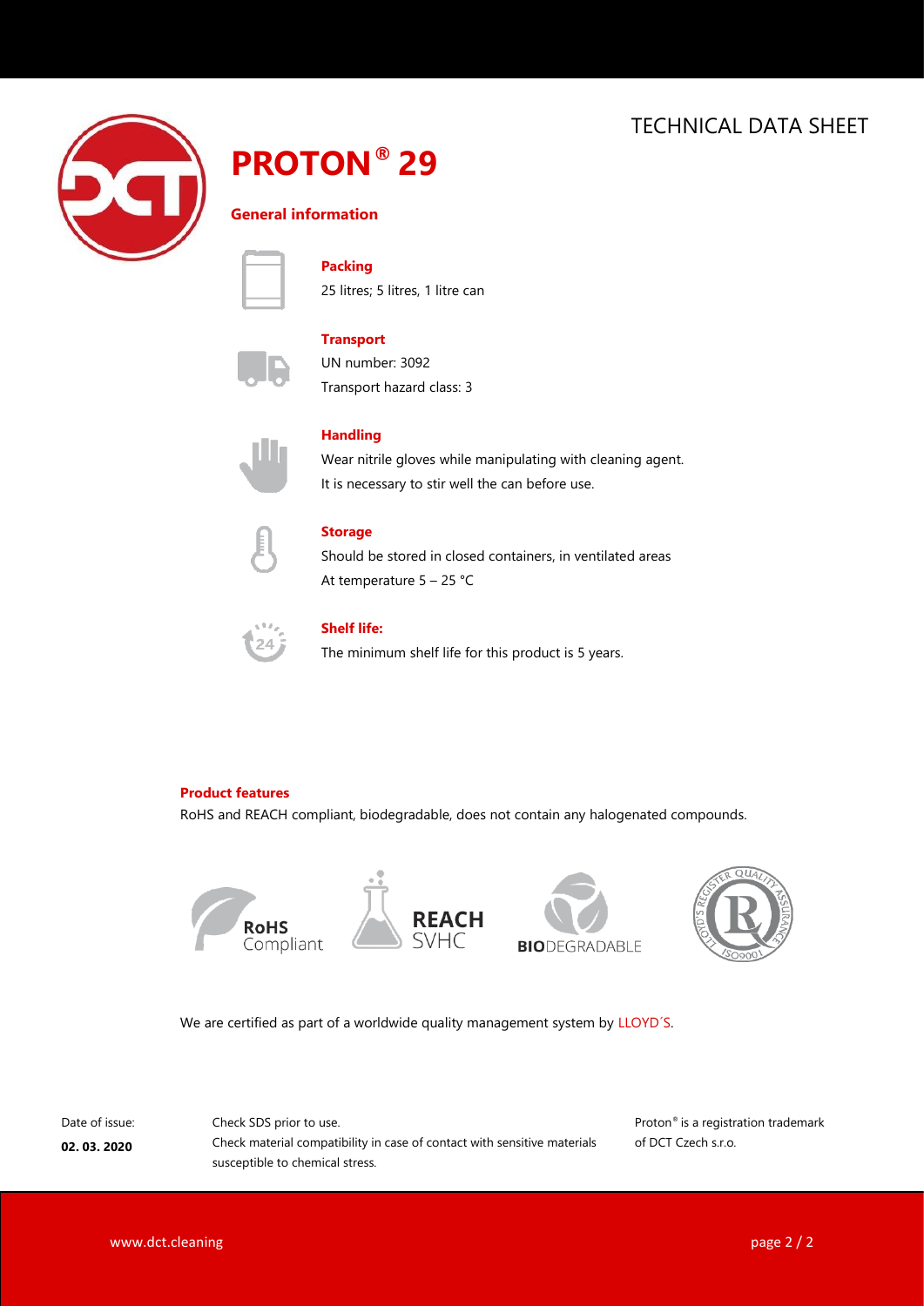TECHNICAL DATA SHEET

# PROTON® 29

## General information

### Packing

25 litres; 5 litres, 1 litre can

### Transport

UN number: 3092

Transport hazard class: 3

### Handling

Wear nitrile gloves while manipulating with cleaning agent.

It is necessary to stir well the can before use.

### Storage

Should be stored in closed containers, in ventilated areas

At temperature 5 – 25 °C

### Shelf life:

The minimum shelf life for this product is 5 years.

### Product features

RoHS and REACH compliant, biodegradable, does not contain any halogenated compounds.

RoHS Compliant

REACH SVHC

BIODEGRADABLE

We are certified as part of a worldwide quality management system by LLOYD´S.

Date of issue:
**02. 03. 2020**

Check SDS prior to use.
Check material compatibility in case of contact with sensitive materials susceptible to chemical stress.

Proton® is a registration trademark of DCT Czech s.r.o.

www.dct.cleaning